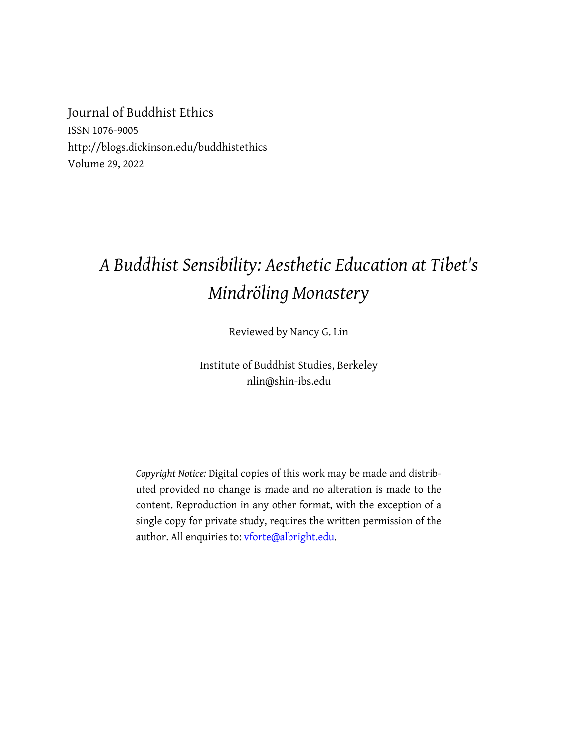Journal of Buddhist Ethics
ISSN 1076-9005
http://blogs.dickinson.edu/buddhistethics
Volume 29, 2022

# *A Buddhist Sensibility: Aesthetic Education at Tibet's Mindröling Monastery*

Reviewed by Nancy G. Lin

Institute of Buddhist Studies, Berkeley
nlin@shin-ibs.edu

*Copyright Notice:* Digital copies of this work may be made and distributed provided no change is made and no alteration is made to the content. Reproduction in any other format, with the exception of a single copy for private study, requires the written permission of the author. All enquiries to: vforte@albright.edu.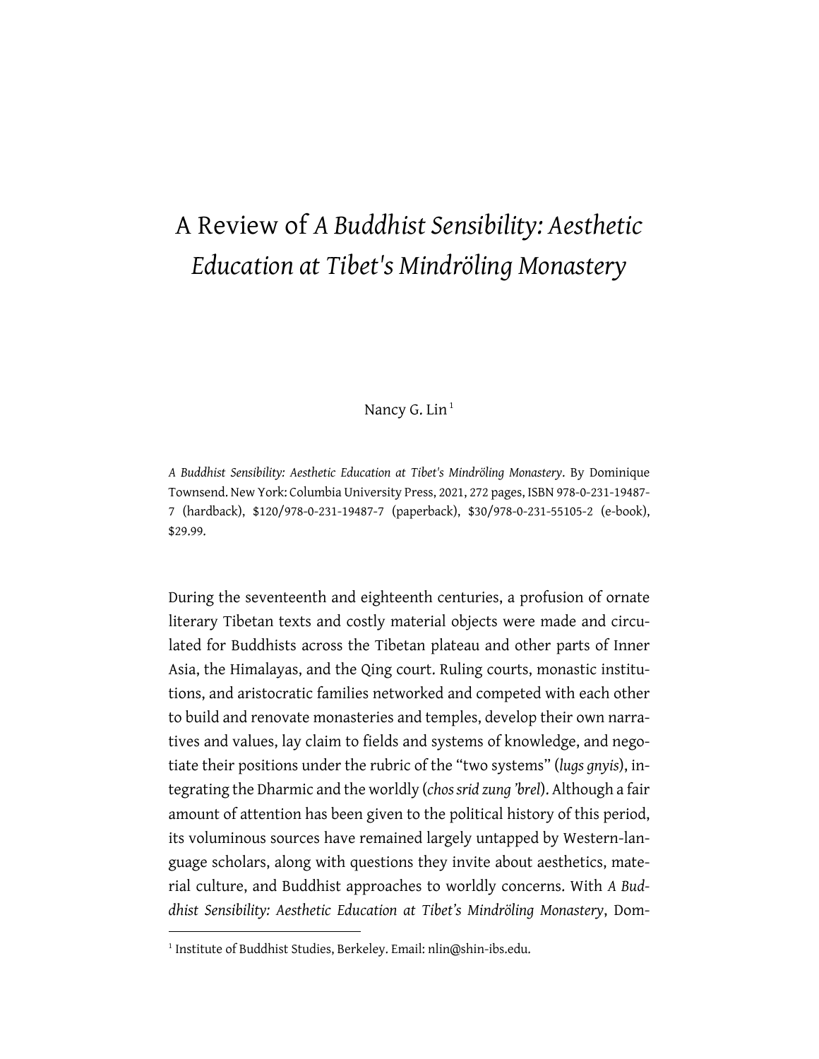# A Review of *A Buddhist Sensibility: Aesthetic Education at Tibet's Mindröling Monastery*

Nancy G. Lin [1]

*A Buddhist Sensibility: Aesthetic Education at Tibet's Mindröling Monastery*. By Dominique Townsend. New York: Columbia University Press, 2021, 272 pages, ISBN 978-0-231-19487-7 (hardback), $120/978-0-231-19487-7 (paperback), $30/978-0-231-55105-2 (e-book), $29.99.

During the seventeenth and eighteenth centuries, a profusion of ornate literary Tibetan texts and costly material objects were made and circulated for Buddhists across the Tibetan plateau and other parts of Inner Asia, the Himalayas, and the Qing court. Ruling courts, monastic institutions, and aristocratic families networked and competed with each other to build and renovate monasteries and temples, develop their own narratives and values, lay claim to fields and systems of knowledge, and negotiate their positions under the rubric of the "two systems" (*lugs gnyis*), integrating the Dharmic and the worldly (*chos srid zung 'brel*). Although a fair amount of attention has been given to the political history of this period, its voluminous sources have remained largely untapped by Western-language scholars, along with questions they invite about aesthetics, material culture, and Buddhist approaches to worldly concerns. With *A Buddhist Sensibility: Aesthetic Education at Tibet's Mindröling Monastery*, Dom-

[1] Institute of Buddhist Studies, Berkeley. Email: nlin@shin-ibs.edu.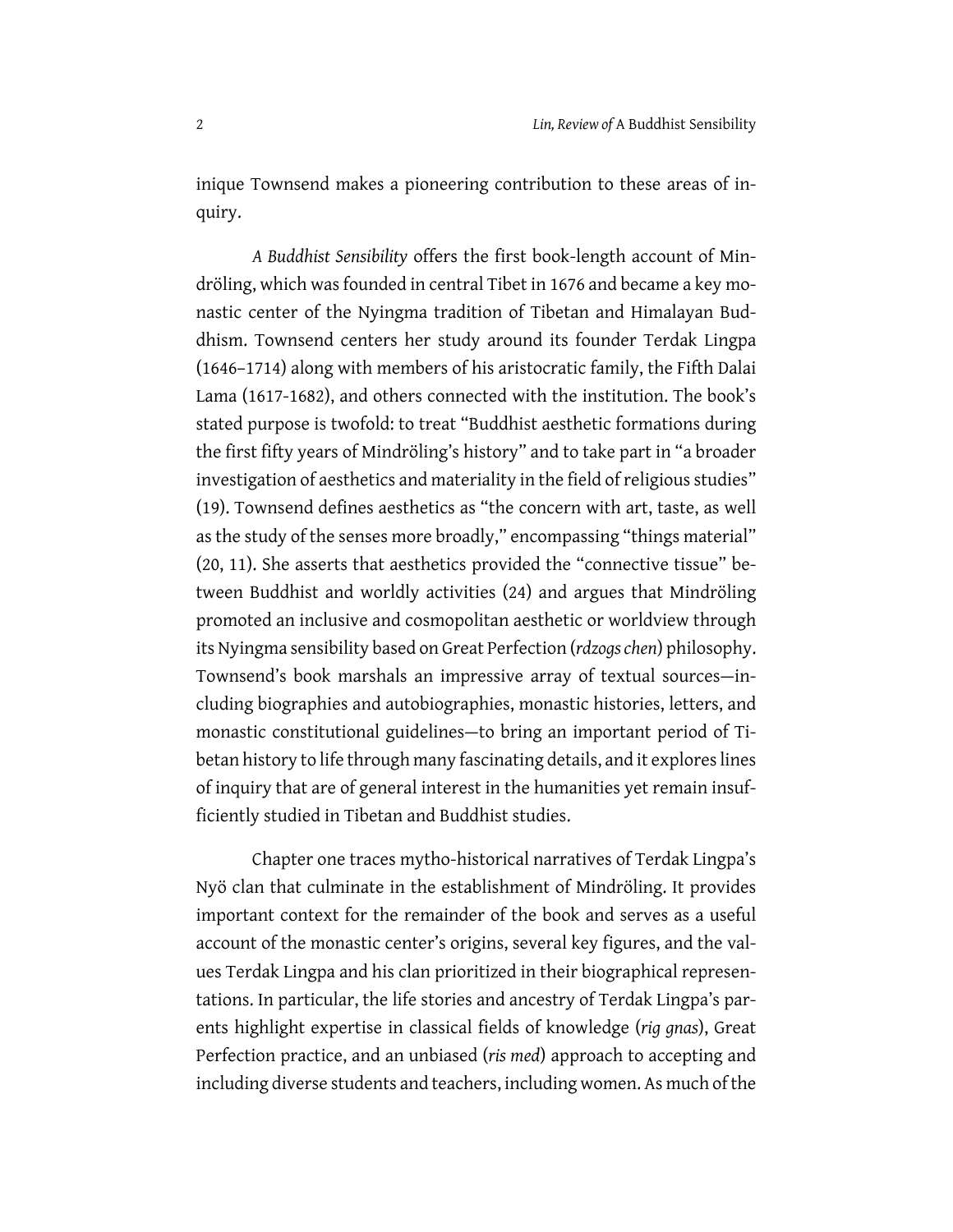inique Townsend makes a pioneering contribution to these areas of inquiry.

*A Buddhist Sensibility* offers the first book-length account of Mindröling, which was founded in central Tibet in 1676 and became a key monastic center of the Nyingma tradition of Tibetan and Himalayan Buddhism. Townsend centers her study around its founder Terdak Lingpa (1646–1714) along with members of his aristocratic family, the Fifth Dalai Lama (1617-1682), and others connected with the institution. The book's stated purpose is twofold: to treat "Buddhist aesthetic formations during the first fifty years of Mindröling's history" and to take part in "a broader investigation of aesthetics and materiality in the field of religious studies" (19). Townsend defines aesthetics as "the concern with art, taste, as well as the study of the senses more broadly," encompassing "things material" (20, 11). She asserts that aesthetics provided the "connective tissue" between Buddhist and worldly activities (24) and argues that Mindröling promoted an inclusive and cosmopolitan aesthetic or worldview through its Nyingma sensibility based on Great Perfection (*rdzogs chen*) philosophy. Townsend's book marshals an impressive array of textual sources—including biographies and autobiographies, monastic histories, letters, and monastic constitutional guidelines—to bring an important period of Tibetan history to life through many fascinating details, and it explores lines of inquiry that are of general interest in the humanities yet remain insufficiently studied in Tibetan and Buddhist studies.

Chapter one traces mytho-historical narratives of Terdak Lingpa's Nyö clan that culminate in the establishment of Mindröling. It provides important context for the remainder of the book and serves as a useful account of the monastic center's origins, several key figures, and the values Terdak Lingpa and his clan prioritized in their biographical representations. In particular, the life stories and ancestry of Terdak Lingpa's parents highlight expertise in classical fields of knowledge (*rig gnas*), Great Perfection practice, and an unbiased (*ris med*) approach to accepting and including diverse students and teachers, including women. As much of the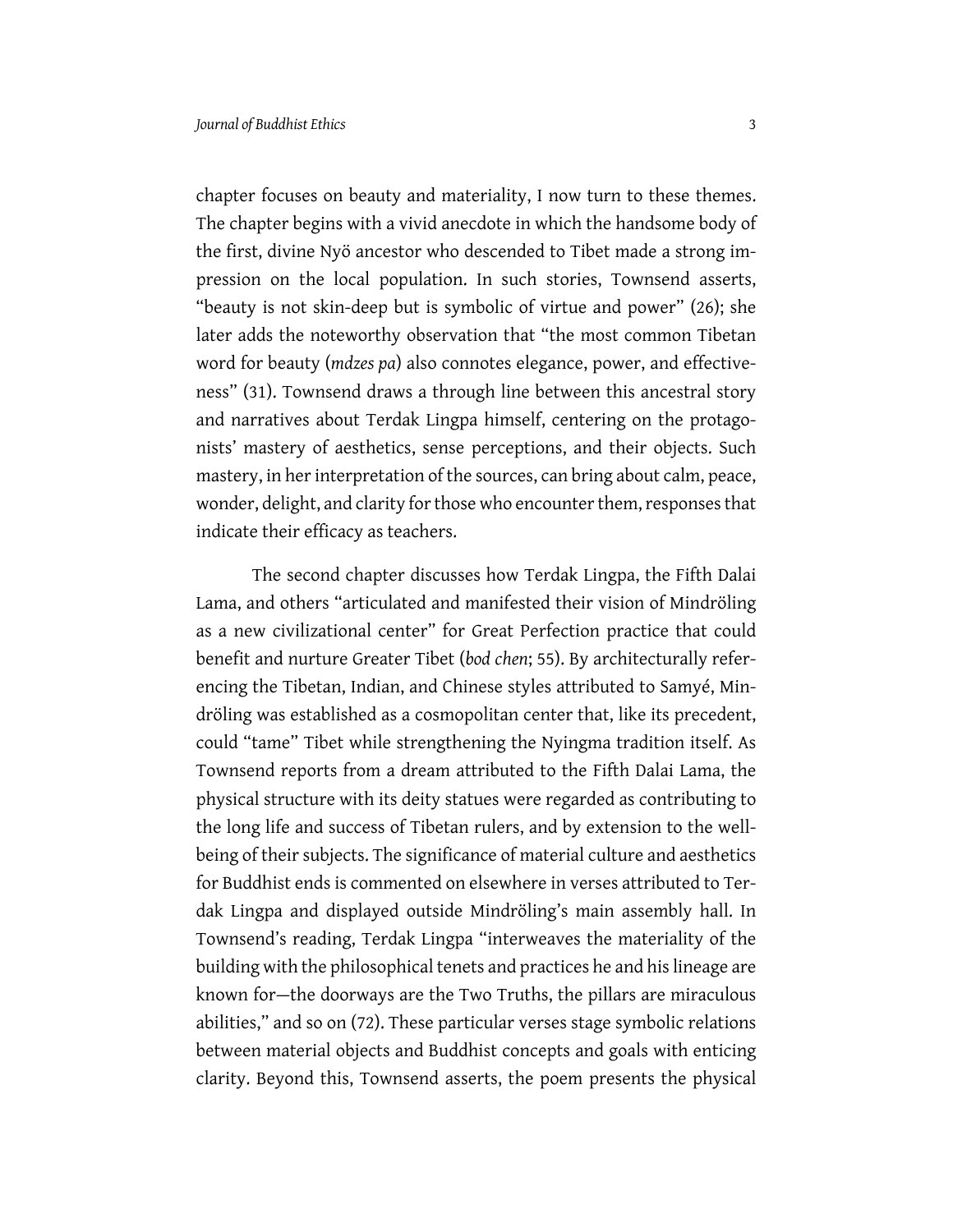chapter focuses on beauty and materiality, I now turn to these themes. The chapter begins with a vivid anecdote in which the handsome body of the first, divine Nyö ancestor who descended to Tibet made a strong impression on the local population. In such stories, Townsend asserts, "beauty is not skin-deep but is symbolic of virtue and power" (26); she later adds the noteworthy observation that "the most common Tibetan word for beauty (*mdzes pa*) also connotes elegance, power, and effectiveness" (31). Townsend draws a through line between this ancestral story and narratives about Terdak Lingpa himself, centering on the protagonists' mastery of aesthetics, sense perceptions, and their objects. Such mastery, in her interpretation of the sources, can bring about calm, peace, wonder, delight, and clarity for those who encounter them, responses that indicate their efficacy as teachers.

The second chapter discusses how Terdak Lingpa, the Fifth Dalai Lama, and others "articulated and manifested their vision of Mindröling as a new civilizational center" for Great Perfection practice that could benefit and nurture Greater Tibet (*bod chen*; 55). By architecturally referencing the Tibetan, Indian, and Chinese styles attributed to Samyé, Mindröling was established as a cosmopolitan center that, like its precedent, could "tame" Tibet while strengthening the Nyingma tradition itself. As Townsend reports from a dream attributed to the Fifth Dalai Lama, the physical structure with its deity statues were regarded as contributing to the long life and success of Tibetan rulers, and by extension to the well-being of their subjects. The significance of material culture and aesthetics for Buddhist ends is commented on elsewhere in verses attributed to Terdak Lingpa and displayed outside Mindröling's main assembly hall. In Townsend's reading, Terdak Lingpa "interweaves the materiality of the building with the philosophical tenets and practices he and his lineage are known for—the doorways are the Two Truths, the pillars are miraculous abilities," and so on (72). These particular verses stage symbolic relations between material objects and Buddhist concepts and goals with enticing clarity. Beyond this, Townsend asserts, the poem presents the physical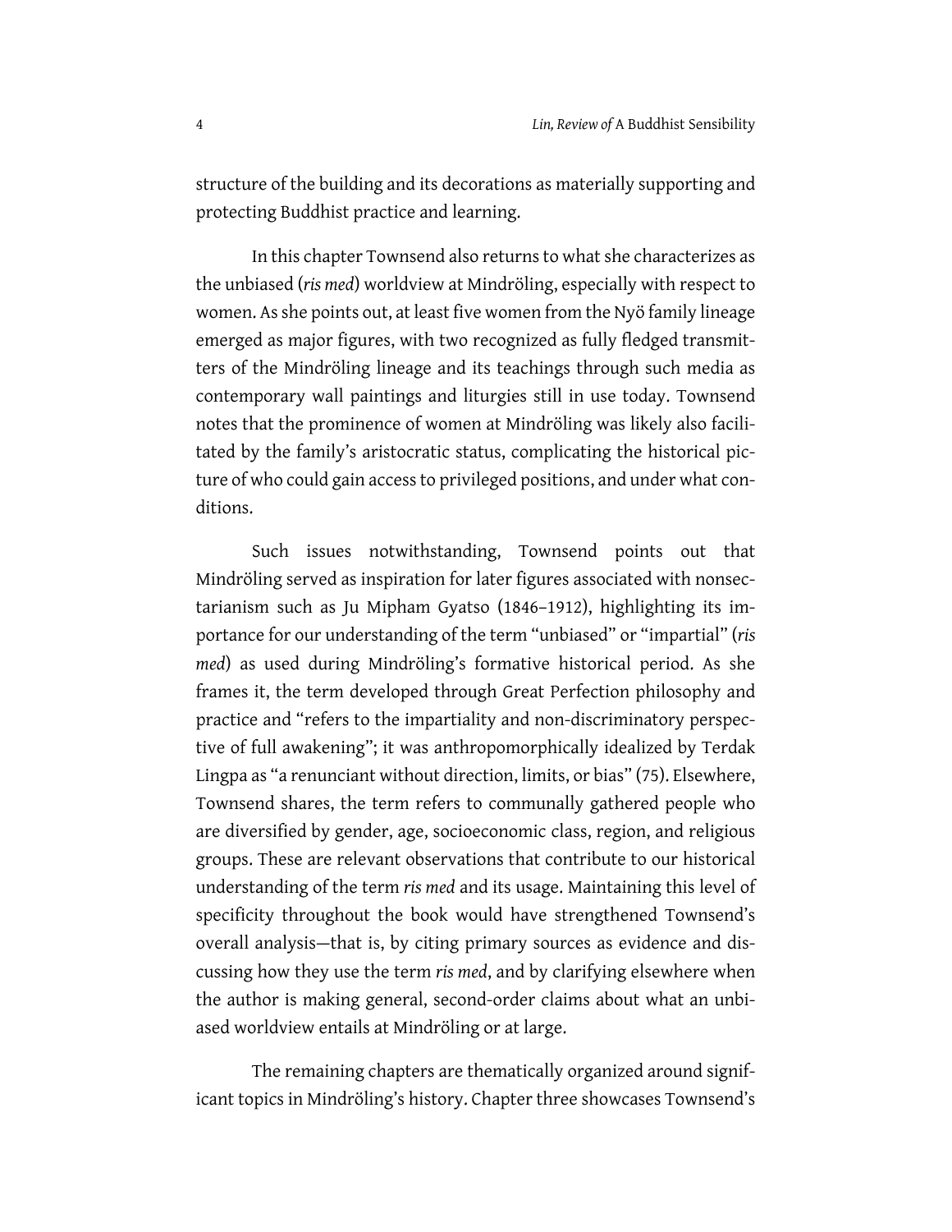structure of the building and its decorations as materially supporting and protecting Buddhist practice and learning.

In this chapter Townsend also returns to what she characterizes as the unbiased (*ris med*) worldview at Mindröling, especially with respect to women. As she points out, at least five women from the Nyö family lineage emerged as major figures, with two recognized as fully fledged transmitters of the Mindröling lineage and its teachings through such media as contemporary wall paintings and liturgies still in use today. Townsend notes that the prominence of women at Mindröling was likely also facilitated by the family's aristocratic status, complicating the historical picture of who could gain access to privileged positions, and under what conditions.

Such issues notwithstanding, Townsend points out that Mindröling served as inspiration for later figures associated with nonsectarianism such as Ju Mipham Gyatso (1846–1912), highlighting its importance for our understanding of the term "unbiased" or "impartial" (*ris med*) as used during Mindröling's formative historical period. As she frames it, the term developed through Great Perfection philosophy and practice and "refers to the impartiality and non-discriminatory perspective of full awakening"; it was anthropomorphically idealized by Terdak Lingpa as "a renunciant without direction, limits, or bias" (75). Elsewhere, Townsend shares, the term refers to communally gathered people who are diversified by gender, age, socioeconomic class, region, and religious groups. These are relevant observations that contribute to our historical understanding of the term *ris med* and its usage. Maintaining this level of specificity throughout the book would have strengthened Townsend's overall analysis—that is, by citing primary sources as evidence and discussing how they use the term *ris med*, and by clarifying elsewhere when the author is making general, second-order claims about what an unbiased worldview entails at Mindröling or at large.

The remaining chapters are thematically organized around significant topics in Mindröling's history. Chapter three showcases Townsend's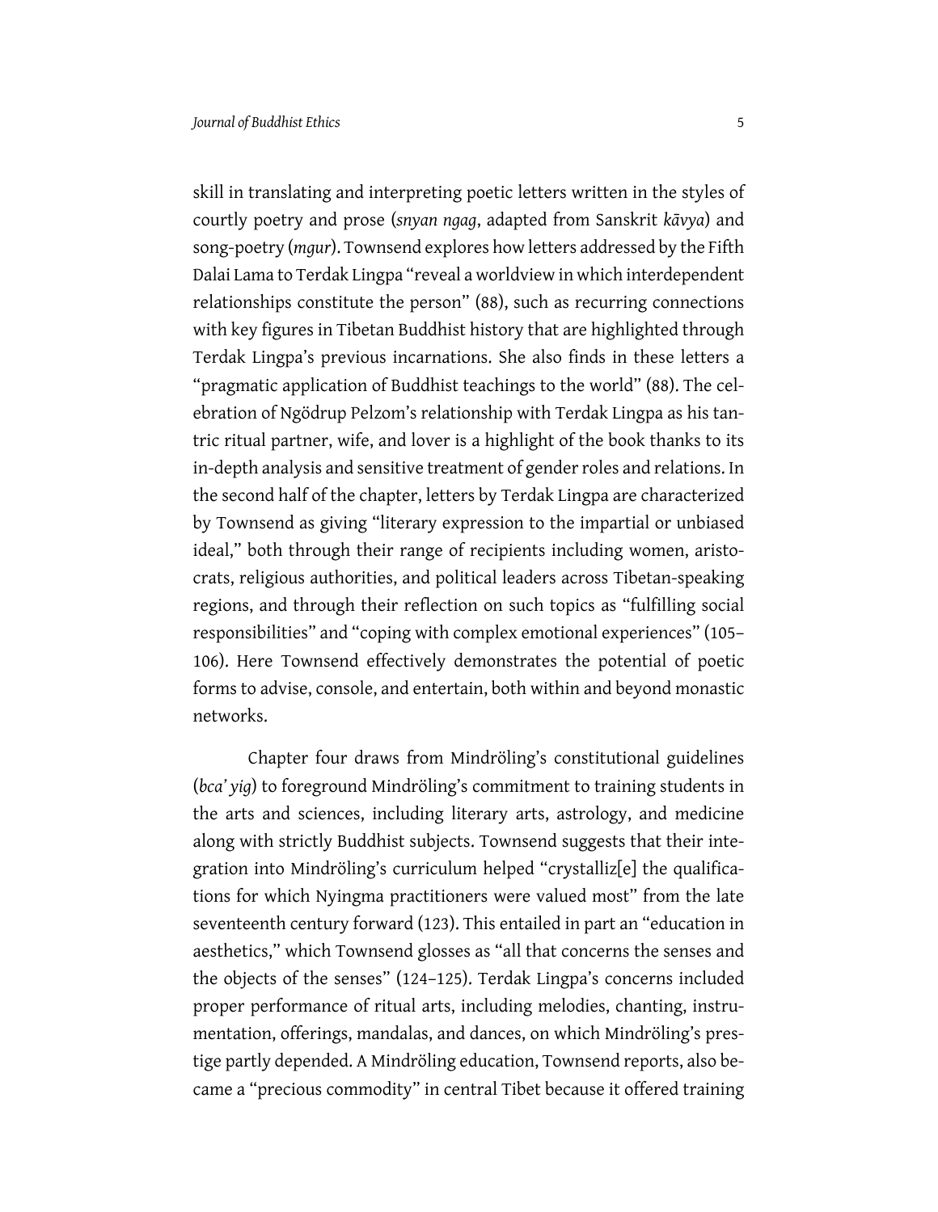skill in translating and interpreting poetic letters written in the styles of courtly poetry and prose (*snyan ngag*, adapted from Sanskrit *kāvya*) and song-poetry (*mgur*). Townsend explores how letters addressed by the Fifth Dalai Lama to Terdak Lingpa "reveal a worldview in which interdependent relationships constitute the person" (88), such as recurring connections with key figures in Tibetan Buddhist history that are highlighted through Terdak Lingpa's previous incarnations. She also finds in these letters a "pragmatic application of Buddhist teachings to the world" (88). The celebration of Ngödrup Pelzom's relationship with Terdak Lingpa as his tantric ritual partner, wife, and lover is a highlight of the book thanks to its in-depth analysis and sensitive treatment of gender roles and relations. In the second half of the chapter, letters by Terdak Lingpa are characterized by Townsend as giving "literary expression to the impartial or unbiased ideal," both through their range of recipients including women, aristocrats, religious authorities, and political leaders across Tibetan-speaking regions, and through their reflection on such topics as "fulfilling social responsibilities" and "coping with complex emotional experiences" (105–106). Here Townsend effectively demonstrates the potential of poetic forms to advise, console, and entertain, both within and beyond monastic networks.

Chapter four draws from Mindröling's constitutional guidelines (*bca' yig*) to foreground Mindröling's commitment to training students in the arts and sciences, including literary arts, astrology, and medicine along with strictly Buddhist subjects. Townsend suggests that their integration into Mindröling's curriculum helped "crystalliz[e] the qualifications for which Nyingma practitioners were valued most" from the late seventeenth century forward (123). This entailed in part an "education in aesthetics," which Townsend glosses as "all that concerns the senses and the objects of the senses" (124–125). Terdak Lingpa's concerns included proper performance of ritual arts, including melodies, chanting, instrumentation, offerings, mandalas, and dances, on which Mindröling's prestige partly depended. A Mindröling education, Townsend reports, also became a "precious commodity" in central Tibet because it offered training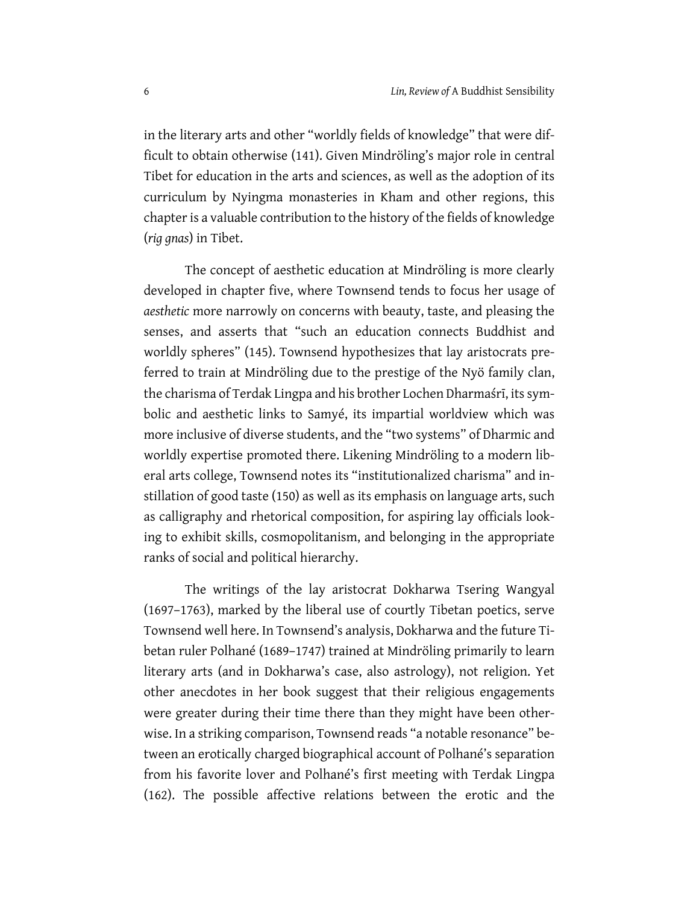in the literary arts and other "worldly fields of knowledge" that were difficult to obtain otherwise (141). Given Mindröling's major role in central Tibet for education in the arts and sciences, as well as the adoption of its curriculum by Nyingma monasteries in Kham and other regions, this chapter is a valuable contribution to the history of the fields of knowledge (*rig gnas*) in Tibet.

The concept of aesthetic education at Mindröling is more clearly developed in chapter five, where Townsend tends to focus her usage of *aesthetic* more narrowly on concerns with beauty, taste, and pleasing the senses, and asserts that "such an education connects Buddhist and worldly spheres" (145). Townsend hypothesizes that lay aristocrats preferred to train at Mindröling due to the prestige of the Nyö family clan, the charisma of Terdak Lingpa and his brother Lochen Dharmaśrī, its symbolic and aesthetic links to Samyé, its impartial worldview which was more inclusive of diverse students, and the "two systems" of Dharmic and worldly expertise promoted there. Likening Mindröling to a modern liberal arts college, Townsend notes its "institutionalized charisma" and instillation of good taste (150) as well as its emphasis on language arts, such as calligraphy and rhetorical composition, for aspiring lay officials looking to exhibit skills, cosmopolitanism, and belonging in the appropriate ranks of social and political hierarchy.

The writings of the lay aristocrat Dokharwa Tsering Wangyal (1697–1763), marked by the liberal use of courtly Tibetan poetics, serve Townsend well here. In Townsend's analysis, Dokharwa and the future Tibetan ruler Polhané (1689–1747) trained at Mindröling primarily to learn literary arts (and in Dokharwa's case, also astrology), not religion. Yet other anecdotes in her book suggest that their religious engagements were greater during their time there than they might have been otherwise. In a striking comparison, Townsend reads "a notable resonance" between an erotically charged biographical account of Polhané's separation from his favorite lover and Polhané's first meeting with Terdak Lingpa (162). The possible affective relations between the erotic and the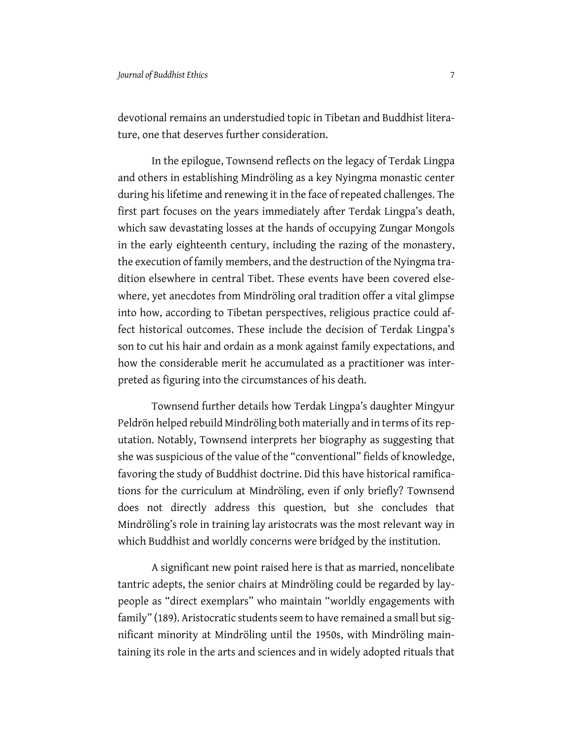devotional remains an understudied topic in Tibetan and Buddhist literature, one that deserves further consideration.

In the epilogue, Townsend reflects on the legacy of Terdak Lingpa and others in establishing Mindröling as a key Nyingma monastic center during his lifetime and renewing it in the face of repeated challenges. The first part focuses on the years immediately after Terdak Lingpa's death, which saw devastating losses at the hands of occupying Zungar Mongols in the early eighteenth century, including the razing of the monastery, the execution of family members, and the destruction of the Nyingma tradition elsewhere in central Tibet. These events have been covered elsewhere, yet anecdotes from Mindröling oral tradition offer a vital glimpse into how, according to Tibetan perspectives, religious practice could affect historical outcomes. These include the decision of Terdak Lingpa's son to cut his hair and ordain as a monk against family expectations, and how the considerable merit he accumulated as a practitioner was interpreted as figuring into the circumstances of his death.

Townsend further details how Terdak Lingpa's daughter Mingyur Peldrön helped rebuild Mindröling both materially and in terms of its reputation. Notably, Townsend interprets her biography as suggesting that she was suspicious of the value of the "conventional" fields of knowledge, favoring the study of Buddhist doctrine. Did this have historical ramifications for the curriculum at Mindröling, even if only briefly? Townsend does not directly address this question, but she concludes that Mindröling's role in training lay aristocrats was the most relevant way in which Buddhist and worldly concerns were bridged by the institution.

A significant new point raised here is that as married, noncelibate tantric adepts, the senior chairs at Mindröling could be regarded by laypeople as "direct exemplars" who maintain "worldly engagements with family" (189). Aristocratic students seem to have remained a small but significant minority at Mindröling until the 1950s, with Mindröling maintaining its role in the arts and sciences and in widely adopted rituals that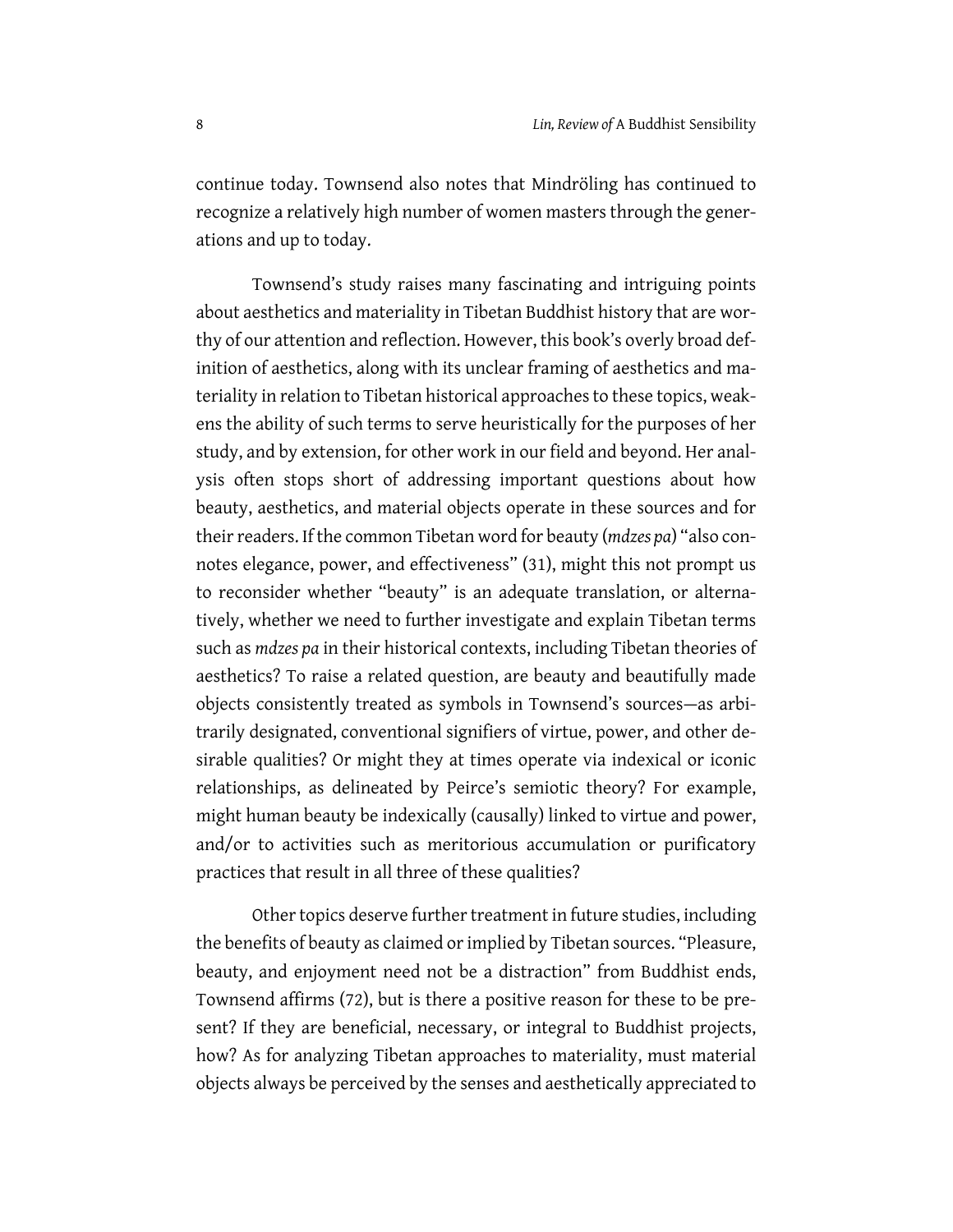continue today. Townsend also notes that Mindröling has continued to recognize a relatively high number of women masters through the generations and up to today.

Townsend's study raises many fascinating and intriguing points about aesthetics and materiality in Tibetan Buddhist history that are worthy of our attention and reflection. However, this book's overly broad definition of aesthetics, along with its unclear framing of aesthetics and materiality in relation to Tibetan historical approaches to these topics, weakens the ability of such terms to serve heuristically for the purposes of her study, and by extension, for other work in our field and beyond. Her analysis often stops short of addressing important questions about how beauty, aesthetics, and material objects operate in these sources and for their readers. If the common Tibetan word for beauty (*mdzes pa*) "also connotes elegance, power, and effectiveness" (31), might this not prompt us to reconsider whether "beauty" is an adequate translation, or alternatively, whether we need to further investigate and explain Tibetan terms such as *mdzes pa* in their historical contexts, including Tibetan theories of aesthetics? To raise a related question, are beauty and beautifully made objects consistently treated as symbols in Townsend's sources—as arbitrarily designated, conventional signifiers of virtue, power, and other desirable qualities? Or might they at times operate via indexical or iconic relationships, as delineated by Peirce's semiotic theory? For example, might human beauty be indexically (causally) linked to virtue and power, and/or to activities such as meritorious accumulation or purificatory practices that result in all three of these qualities?

Other topics deserve further treatment in future studies, including the benefits of beauty as claimed or implied by Tibetan sources. "Pleasure, beauty, and enjoyment need not be a distraction" from Buddhist ends, Townsend affirms (72), but is there a positive reason for these to be present? If they are beneficial, necessary, or integral to Buddhist projects, how? As for analyzing Tibetan approaches to materiality, must material objects always be perceived by the senses and aesthetically appreciated to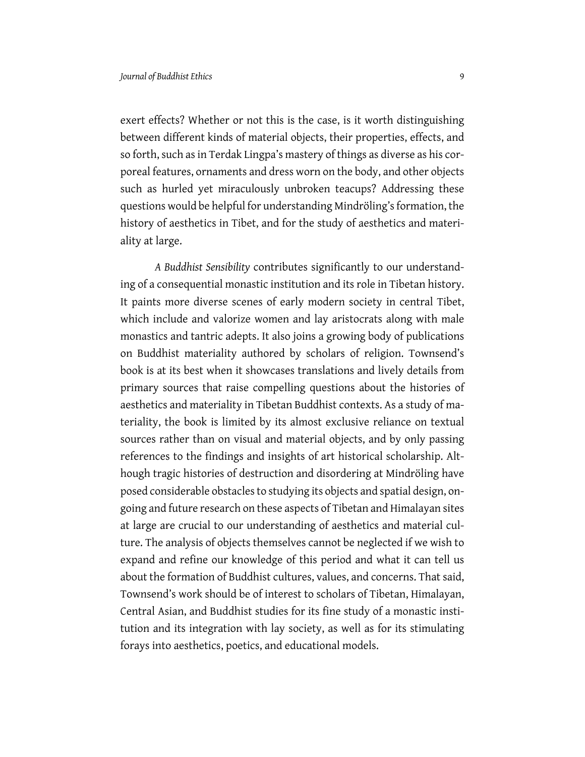exert effects? Whether or not this is the case, is it worth distinguishing between different kinds of material objects, their properties, effects, and so forth, such as in Terdak Lingpa's mastery of things as diverse as his corporeal features, ornaments and dress worn on the body, and other objects such as hurled yet miraculously unbroken teacups? Addressing these questions would be helpful for understanding Mindröling's formation, the history of aesthetics in Tibet, and for the study of aesthetics and materiality at large.

*A Buddhist Sensibility* contributes significantly to our understanding of a consequential monastic institution and its role in Tibetan history. It paints more diverse scenes of early modern society in central Tibet, which include and valorize women and lay aristocrats along with male monastics and tantric adepts. It also joins a growing body of publications on Buddhist materiality authored by scholars of religion. Townsend's book is at its best when it showcases translations and lively details from primary sources that raise compelling questions about the histories of aesthetics and materiality in Tibetan Buddhist contexts. As a study of materiality, the book is limited by its almost exclusive reliance on textual sources rather than on visual and material objects, and by only passing references to the findings and insights of art historical scholarship. Although tragic histories of destruction and disordering at Mindröling have posed considerable obstacles to studying its objects and spatial design, ongoing and future research on these aspects of Tibetan and Himalayan sites at large are crucial to our understanding of aesthetics and material culture. The analysis of objects themselves cannot be neglected if we wish to expand and refine our knowledge of this period and what it can tell us about the formation of Buddhist cultures, values, and concerns. That said, Townsend's work should be of interest to scholars of Tibetan, Himalayan, Central Asian, and Buddhist studies for its fine study of a monastic institution and its integration with lay society, as well as for its stimulating forays into aesthetics, poetics, and educational models.